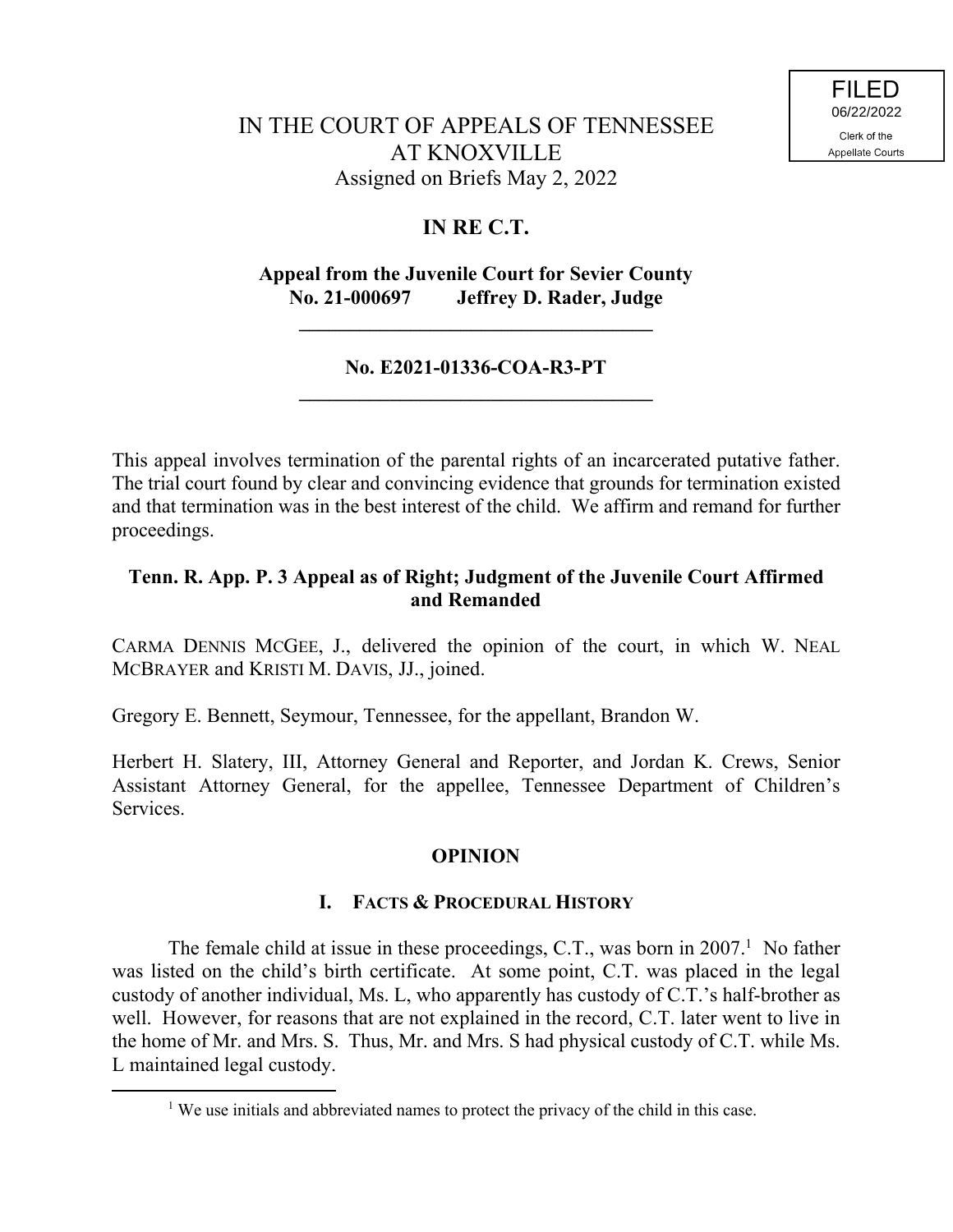FILED
06/22/2022
Clerk of the
Appellate Courts

IN THE COURT OF APPEALS OF TENNESSEE
AT KNOXVILLE
Assigned on Briefs May 2, 2022

**IN RE C.T.**

**Appeal from the Juvenile Court for Sevier County**
**No. 21-000697 Jeffrey D. Rader, Judge**

---

**No. E2021-01336-COA-R3-PT**

---

This appeal involves termination of the parental rights of an incarcerated putative father. The trial court found by clear and convincing evidence that grounds for termination existed and that termination was in the best interest of the child. We affirm and remand for further proceedings.

**Tenn. R. App. P. 3 Appeal as of Right; Judgment of the Juvenile Court Affirmed and Remanded**

CARMA DENNIS MCGEE, J., delivered the opinion of the court, in which W. NEAL MCBRAYER and KRISTI M. DAVIS, JJ., joined.

Gregory E. Bennett, Seymour, Tennessee, for the appellant, Brandon W.

Herbert H. Slatery, III, Attorney General and Reporter, and Jordan K. Crews, Senior Assistant Attorney General, for the appellee, Tennessee Department of Children's Services.

## OPINION

### I. FACTS & PROCEDURAL HISTORY

The female child at issue in these proceedings, C.T., was born in 2007.[1] No father was listed on the child's birth certificate. At some point, C.T. was placed in the legal custody of another individual, Ms. L, who apparently has custody of C.T.'s half-brother as well. However, for reasons that are not explained in the record, C.T. later went to live in the home of Mr. and Mrs. S. Thus, Mr. and Mrs S had physical custody of C.T. while Ms. L maintained legal custody.

---

[1] We use initials and abbreviated names to protect the privacy of the child in this case.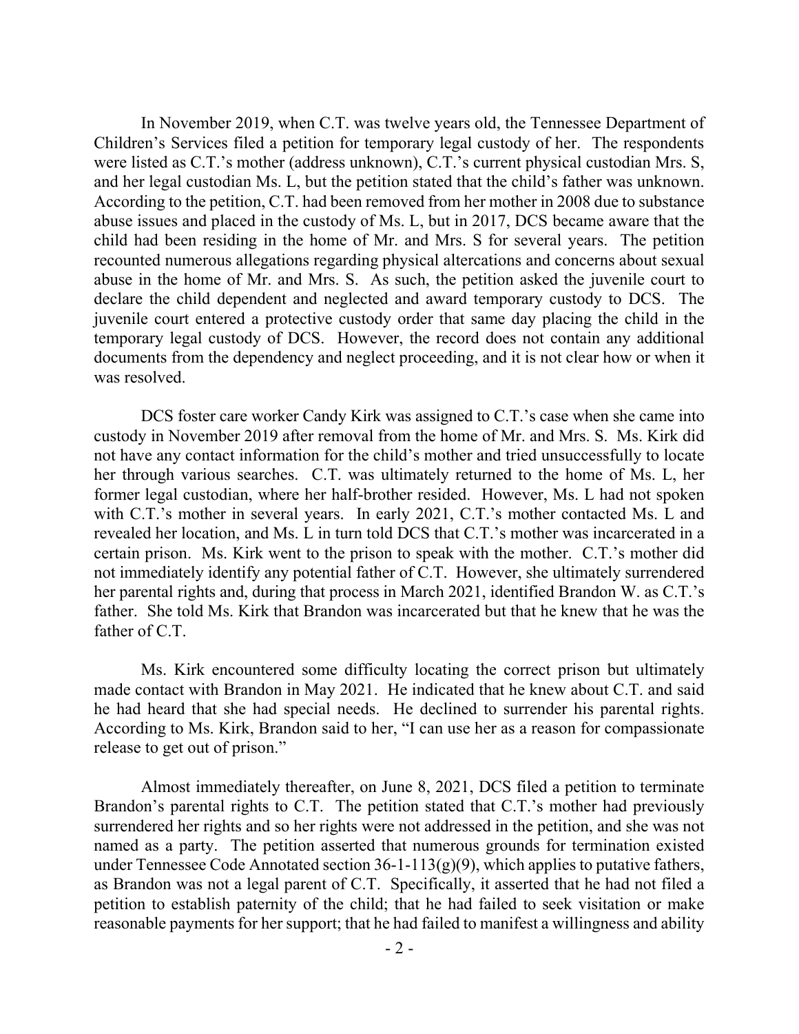In November 2019, when C.T. was twelve years old, the Tennessee Department of Children's Services filed a petition for temporary legal custody of her. The respondents were listed as C.T.'s mother (address unknown), C.T.'s current physical custodian Mrs. S, and her legal custodian Ms. L, but the petition stated that the child's father was unknown. According to the petition, C.T. had been removed from her mother in 2008 due to substance abuse issues and placed in the custody of Ms. L, but in 2017, DCS became aware that the child had been residing in the home of Mr. and Mrs. S for several years. The petition recounted numerous allegations regarding physical altercations and concerns about sexual abuse in the home of Mr. and Mrs. S. As such, the petition asked the juvenile court to declare the child dependent and neglected and award temporary custody to DCS. The juvenile court entered a protective custody order that same day placing the child in the temporary legal custody of DCS. However, the record does not contain any additional documents from the dependency and neglect proceeding, and it is not clear how or when it was resolved.

DCS foster care worker Candy Kirk was assigned to C.T.'s case when she came into custody in November 2019 after removal from the home of Mr. and Mrs. S. Ms. Kirk did not have any contact information for the child's mother and tried unsuccessfully to locate her through various searches. C.T. was ultimately returned to the home of Ms. L, her former legal custodian, where her half-brother resided. However, Ms. L had not spoken with C.T.'s mother in several years. In early 2021, C.T.'s mother contacted Ms. L and revealed her location, and Ms. L in turn told DCS that C.T.'s mother was incarcerated in a certain prison. Ms. Kirk went to the prison to speak with the mother. C.T.'s mother did not immediately identify any potential father of C.T. However, she ultimately surrendered her parental rights and, during that process in March 2021, identified Brandon W. as C.T.'s father. She told Ms. Kirk that Brandon was incarcerated but that he knew that he was the father of C.T.

Ms. Kirk encountered some difficulty locating the correct prison but ultimately made contact with Brandon in May 2021. He indicated that he knew about C.T. and said he had heard that she had special needs. He declined to surrender his parental rights. According to Ms. Kirk, Brandon said to her, "I can use her as a reason for compassionate release to get out of prison."

Almost immediately thereafter, on June 8, 2021, DCS filed a petition to terminate Brandon's parental rights to C.T. The petition stated that C.T.'s mother had previously surrendered her rights and so her rights were not addressed in the petition, and she was not named as a party. The petition asserted that numerous grounds for termination existed under Tennessee Code Annotated section 36-1-113(g)(9), which applies to putative fathers, as Brandon was not a legal parent of C.T. Specifically, it asserted that he had not filed a petition to establish paternity of the child; that he had failed to seek visitation or make reasonable payments for her support; that he had failed to manifest a willingness and ability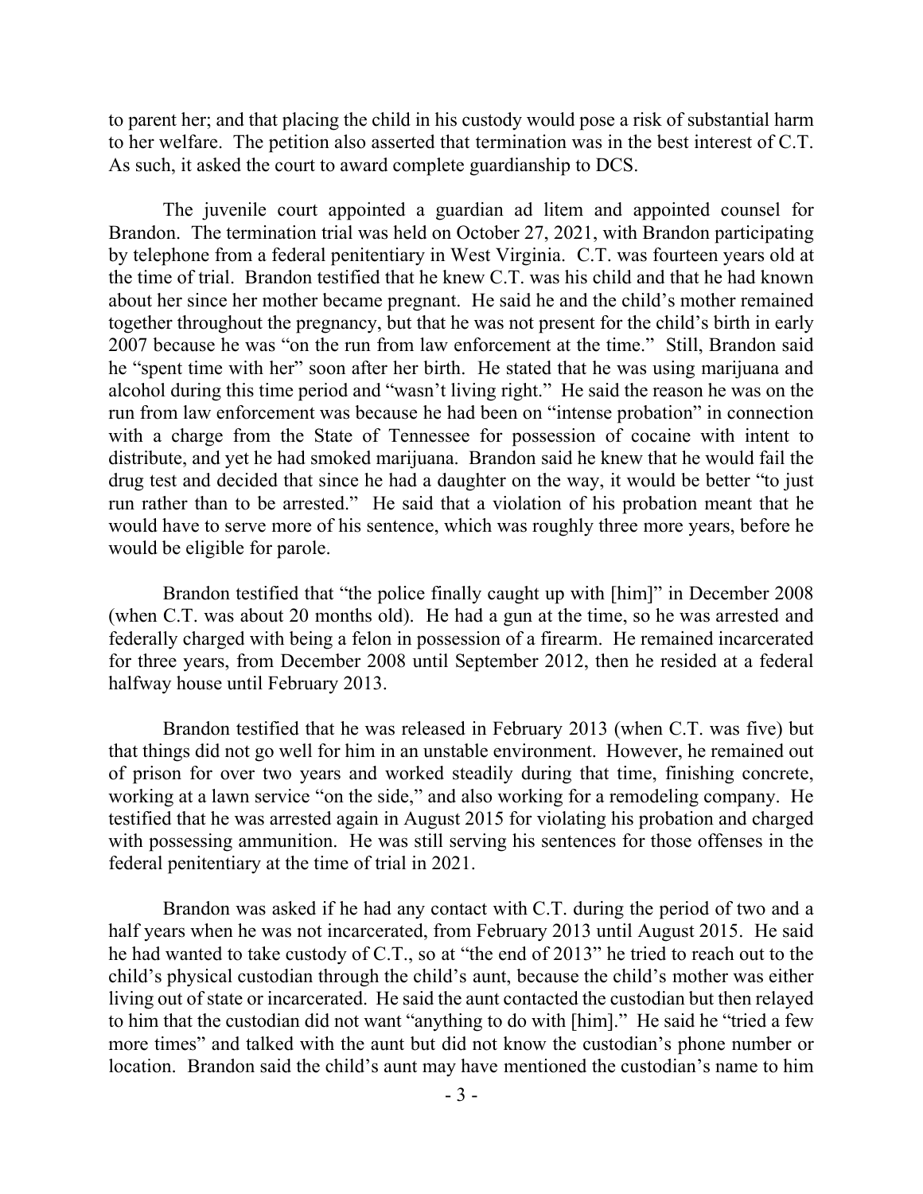to parent her; and that placing the child in his custody would pose a risk of substantial harm to her welfare. The petition also asserted that termination was in the best interest of C.T. As such, it asked the court to award complete guardianship to DCS.

The juvenile court appointed a guardian ad litem and appointed counsel for Brandon. The termination trial was held on October 27, 2021, with Brandon participating by telephone from a federal penitentiary in West Virginia. C.T. was fourteen years old at the time of trial. Brandon testified that he knew C.T. was his child and that he had known about her since her mother became pregnant. He said he and the child's mother remained together throughout the pregnancy, but that he was not present for the child's birth in early 2007 because he was "on the run from law enforcement at the time." Still, Brandon said he "spent time with her" soon after her birth. He stated that he was using marijuana and alcohol during this time period and "wasn't living right." He said the reason he was on the run from law enforcement was because he had been on "intense probation" in connection with a charge from the State of Tennessee for possession of cocaine with intent to distribute, and yet he had smoked marijuana. Brandon said he knew that he would fail the drug test and decided that since he had a daughter on the way, it would be better "to just run rather than to be arrested." He said that a violation of his probation meant that he would have to serve more of his sentence, which was roughly three more years, before he would be eligible for parole.

Brandon testified that "the police finally caught up with [him]" in December 2008 (when C.T. was about 20 months old). He had a gun at the time, so he was arrested and federally charged with being a felon in possession of a firearm. He remained incarcerated for three years, from December 2008 until September 2012, then he resided at a federal halfway house until February 2013.

Brandon testified that he was released in February 2013 (when C.T. was five) but that things did not go well for him in an unstable environment. However, he remained out of prison for over two years and worked steadily during that time, finishing concrete, working at a lawn service "on the side," and also working for a remodeling company. He testified that he was arrested again in August 2015 for violating his probation and charged with possessing ammunition. He was still serving his sentences for those offenses in the federal penitentiary at the time of trial in 2021.

Brandon was asked if he had any contact with C.T. during the period of two and a half years when he was not incarcerated, from February 2013 until August 2015. He said he had wanted to take custody of C.T., so at "the end of 2013" he tried to reach out to the child's physical custodian through the child's aunt, because the child's mother was either living out of state or incarcerated. He said the aunt contacted the custodian but then relayed to him that the custodian did not want "anything to do with [him]." He said he "tried a few more times" and talked with the aunt but did not know the custodian's phone number or location. Brandon said the child's aunt may have mentioned the custodian's name to him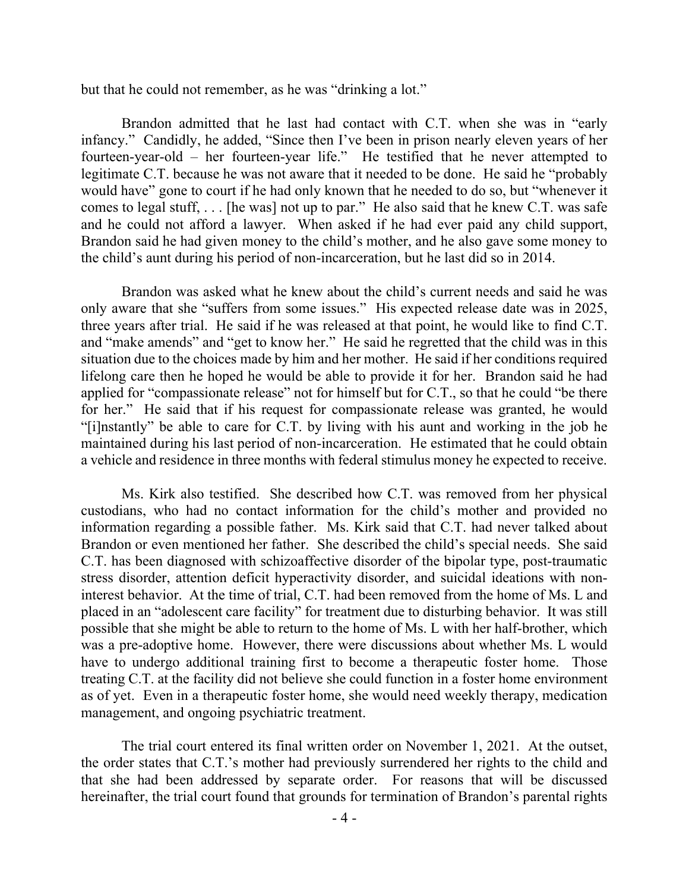but that he could not remember, as he was "drinking a lot."

Brandon admitted that he last had contact with C.T. when she was in "early infancy." Candidly, he added, "Since then I've been in prison nearly eleven years of her fourteen-year-old – her fourteen-year life." He testified that he never attempted to legitimate C.T. because he was not aware that it needed to be done. He said he "probably would have" gone to court if he had only known that he needed to do so, but "whenever it comes to legal stuff, . . . [he was] not up to par." He also said that he knew C.T. was safe and he could not afford a lawyer. When asked if he had ever paid any child support, Brandon said he had given money to the child's mother, and he also gave some money to the child's aunt during his period of non-incarceration, but he last did so in 2014.

Brandon was asked what he knew about the child's current needs and said he was only aware that she "suffers from some issues." His expected release date was in 2025, three years after trial. He said if he was released at that point, he would like to find C.T. and "make amends" and "get to know her." He said he regretted that the child was in this situation due to the choices made by him and her mother. He said if her conditions required lifelong care then he hoped he would be able to provide it for her. Brandon said he had applied for "compassionate release" not for himself but for C.T., so that he could "be there for her." He said that if his request for compassionate release was granted, he would "[i]nstantly" be able to care for C.T. by living with his aunt and working in the job he maintained during his last period of non-incarceration. He estimated that he could obtain a vehicle and residence in three months with federal stimulus money he expected to receive.

Ms. Kirk also testified. She described how C.T. was removed from her physical custodians, who had no contact information for the child's mother and provided no information regarding a possible father. Ms. Kirk said that C.T. had never talked about Brandon or even mentioned her father. She described the child's special needs. She said C.T. has been diagnosed with schizoaffective disorder of the bipolar type, post-traumatic stress disorder, attention deficit hyperactivity disorder, and suicidal ideations with non-interest behavior. At the time of trial, C.T. had been removed from the home of Ms. L and placed in an "adolescent care facility" for treatment due to disturbing behavior. It was still possible that she might be able to return to the home of Ms. L with her half-brother, which was a pre-adoptive home. However, there were discussions about whether Ms. L would have to undergo additional training first to become a therapeutic foster home. Those treating C.T. at the facility did not believe she could function in a foster home environment as of yet. Even in a therapeutic foster home, she would need weekly therapy, medication management, and ongoing psychiatric treatment.

The trial court entered its final written order on November 1, 2021. At the outset, the order states that C.T.'s mother had previously surrendered her rights to the child and that she had been addressed by separate order. For reasons that will be discussed hereinafter, the trial court found that grounds for termination of Brandon's parental rights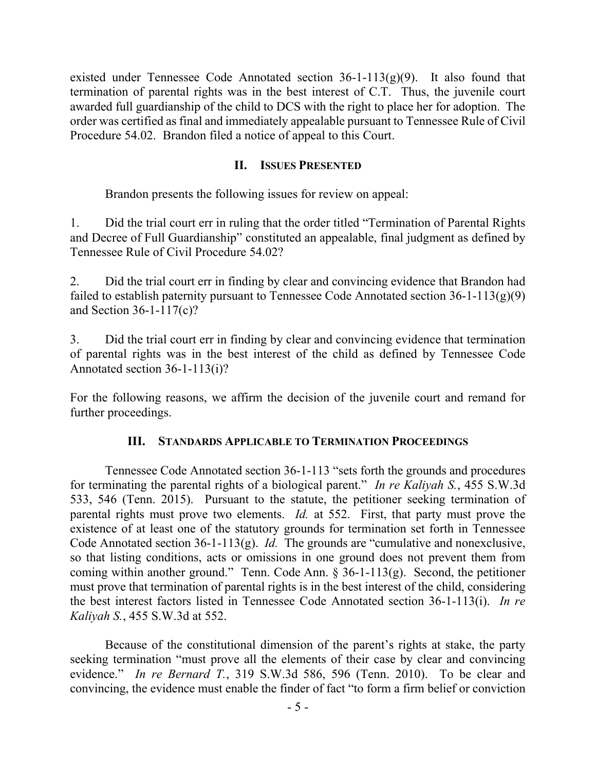existed under Tennessee Code Annotated section 36-1-113(g)(9). It also found that termination of parental rights was in the best interest of C.T. Thus, the juvenile court awarded full guardianship of the child to DCS with the right to place her for adoption. The order was certified as final and immediately appealable pursuant to Tennessee Rule of Civil Procedure 54.02. Brandon filed a notice of appeal to this Court.

## II. Issues Presented

Brandon presents the following issues for review on appeal:

1. Did the trial court err in ruling that the order titled "Termination of Parental Rights and Decree of Full Guardianship" constituted an appealable, final judgment as defined by Tennessee Rule of Civil Procedure 54.02?

2. Did the trial court err in finding by clear and convincing evidence that Brandon had failed to establish paternity pursuant to Tennessee Code Annotated section 36-1-113(g)(9) and Section 36-1-117(c)?

3. Did the trial court err in finding by clear and convincing evidence that termination of parental rights was in the best interest of the child as defined by Tennessee Code Annotated section 36-1-113(i)?

For the following reasons, we affirm the decision of the juvenile court and remand for further proceedings.

## III. Standards Applicable to Termination Proceedings

Tennessee Code Annotated section 36-1-113 "sets forth the grounds and procedures for terminating the parental rights of a biological parent." *In re Kaliyah S.*, 455 S.W.3d 533, 546 (Tenn. 2015). Pursuant to the statute, the petitioner seeking termination of parental rights must prove two elements. *Id.* at 552. First, that party must prove the existence of at least one of the statutory grounds for termination set forth in Tennessee Code Annotated section 36-1-113(g). *Id.* The grounds are "cumulative and nonexclusive, so that listing conditions, acts or omissions in one ground does not prevent them from coming within another ground." Tenn. Code Ann. § 36-1-113(g). Second, the petitioner must prove that termination of parental rights is in the best interest of the child, considering the best interest factors listed in Tennessee Code Annotated section 36-1-113(i). *In re Kaliyah S.*, 455 S.W.3d at 552.

Because of the constitutional dimension of the parent's rights at stake, the party seeking termination "must prove all the elements of their case by clear and convincing evidence." *In re Bernard T.*, 319 S.W.3d 586, 596 (Tenn. 2010). To be clear and convincing, the evidence must enable the finder of fact "to form a firm belief or conviction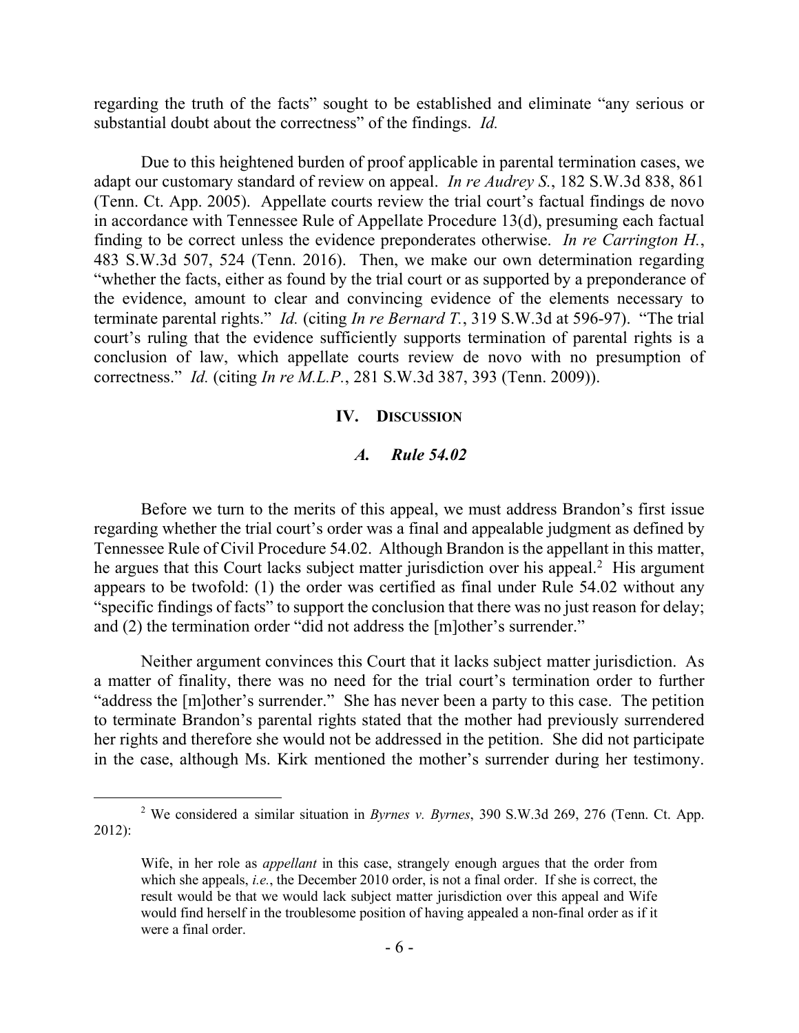regarding the truth of the facts" sought to be established and eliminate "any serious or substantial doubt about the correctness" of the findings. *Id.*

Due to this heightened burden of proof applicable in parental termination cases, we adapt our customary standard of review on appeal. *In re Audrey S.*, 182 S.W.3d 838, 861 (Tenn. Ct. App. 2005). Appellate courts review the trial court's factual findings de novo in accordance with Tennessee Rule of Appellate Procedure 13(d), presuming each factual finding to be correct unless the evidence preponderates otherwise. *In re Carrington H.*, 483 S.W.3d 507, 524 (Tenn. 2016). Then, we make our own determination regarding "whether the facts, either as found by the trial court or as supported by a preponderance of the evidence, amount to clear and convincing evidence of the elements necessary to terminate parental rights." *Id.* (citing *In re Bernard T.*, 319 S.W.3d at 596-97). "The trial court's ruling that the evidence sufficiently supports termination of parental rights is a conclusion of law, which appellate courts review de novo with no presumption of correctness." *Id.* (citing *In re M.L.P.*, 281 S.W.3d 387, 393 (Tenn. 2009)).

## IV. DISCUSSION

### *A. Rule 54.02*

Before we turn to the merits of this appeal, we must address Brandon's first issue regarding whether the trial court's order was a final and appealable judgment as defined by Tennessee Rule of Civil Procedure 54.02. Although Brandon is the appellant in this matter, he argues that this Court lacks subject matter jurisdiction over his appeal.[2] His argument appears to be twofold: (1) the order was certified as final under Rule 54.02 without any "specific findings of facts" to support the conclusion that there was no just reason for delay; and (2) the termination order "did not address the [m]other's surrender."

Neither argument convinces this Court that it lacks subject matter jurisdiction. As a matter of finality, there was no need for the trial court's termination order to further "address the [m]other's surrender." She has never been a party to this case. The petition to terminate Brandon's parental rights stated that the mother had previously surrendered her rights and therefore she would not be addressed in the petition. She did not participate in the case, although Ms. Kirk mentioned the mother's surrender during her testimony.

---

[2] We considered a similar situation in *Byrnes v. Byrnes*, 390 S.W.3d 269, 276 (Tenn. Ct. App. 2012):

> Wife, in her role as *appellant* in this case, strangely enough argues that the order from which she appeals, *i.e.*, the December 2010 order, is not a final order. If she is correct, the result would be that we would lack subject matter jurisdiction over this appeal and Wife would find herself in the troublesome position of having appealed a non-final order as if it were a final order.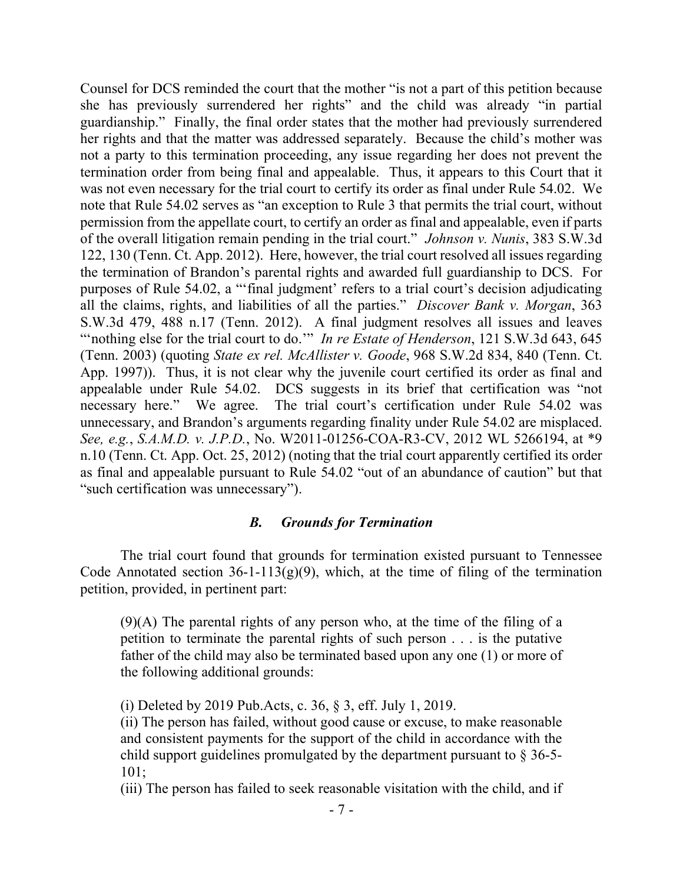Counsel for DCS reminded the court that the mother "is not a part of this petition because she has previously surrendered her rights" and the child was already "in partial guardianship." Finally, the final order states that the mother had previously surrendered her rights and that the matter was addressed separately. Because the child's mother was not a party to this termination proceeding, any issue regarding her does not prevent the termination order from being final and appealable. Thus, it appears to this Court that it was not even necessary for the trial court to certify its order as final under Rule 54.02. We note that Rule 54.02 serves as "an exception to Rule 3 that permits the trial court, without permission from the appellate court, to certify an order as final and appealable, even if parts of the overall litigation remain pending in the trial court." *Johnson v. Nunis*, 383 S.W.3d 122, 130 (Tenn. Ct. App. 2012). Here, however, the trial court resolved all issues regarding the termination of Brandon's parental rights and awarded full guardianship to DCS. For purposes of Rule 54.02, a "'final judgment' refers to a trial court's decision adjudicating all the claims, rights, and liabilities of all the parties." *Discover Bank v. Morgan*, 363 S.W.3d 479, 488 n.17 (Tenn. 2012). A final judgment resolves all issues and leaves "'nothing else for the trial court to do.'" *In re Estate of Henderson*, 121 S.W.3d 643, 645 (Tenn. 2003) (quoting *State ex rel. McAllister v. Goode*, 968 S.W.2d 834, 840 (Tenn. Ct. App. 1997)). Thus, it is not clear why the juvenile court certified its order as final and appealable under Rule 54.02. DCS suggests in its brief that certification was "not necessary here." We agree. The trial court's certification under Rule 54.02 was unnecessary, and Brandon's arguments regarding finality under Rule 54.02 are misplaced. *See, e.g.*, *S.A.M.D. v. J.P.D.*, No. W2011-01256-COA-R3-CV, 2012 WL 5266194, at *9 n.10 (Tenn. Ct. App. Oct. 25, 2012) (noting that the trial court apparently certified its order as final and appealable pursuant to Rule 54.02 "out of an abundance of caution" but that "such certification was unnecessary").

### *B. Grounds for Termination*

The trial court found that grounds for termination existed pursuant to Tennessee Code Annotated section 36-1-113(g)(9), which, at the time of filing of the termination petition, provided, in pertinent part:

> (9)(A) The parental rights of any person who, at the time of the filing of a petition to terminate the parental rights of such person . . . is the putative father of the child may also be terminated based upon any one (1) or more of the following additional grounds:
>
> (i) Deleted by 2019 Pub.Acts, c. 36, § 3, eff. July 1, 2019.
> (ii) The person has failed, without good cause or excuse, to make reasonable and consistent payments for the support of the child in accordance with the child support guidelines promulgated by the department pursuant to § 36-5-101;
> (iii) The person has failed to seek reasonable visitation with the child, and if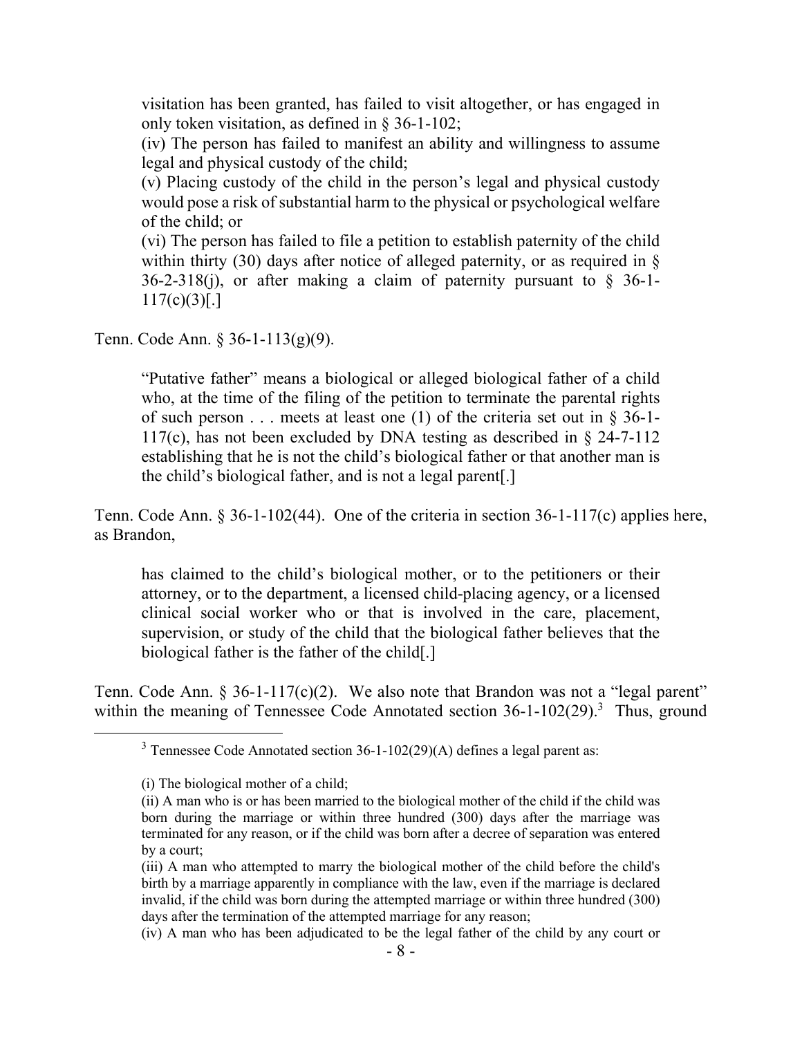> visitation has been granted, has failed to visit altogether, or has engaged in only token visitation, as defined in § 36-1-102;
>
> (iv) The person has failed to manifest an ability and willingness to assume legal and physical custody of the child;
>
> (v) Placing custody of the child in the person's legal and physical custody would pose a risk of substantial harm to the physical or psychological welfare of the child; or
>
> (vi) The person has failed to file a petition to establish paternity of the child within thirty (30) days after notice of alleged paternity, or as required in § 36-2-318(j), or after making a claim of paternity pursuant to § 36-1-117(c)(3)[.]

Tenn. Code Ann. § 36-1-113(g)(9).

> "Putative father" means a biological or alleged biological father of a child who, at the time of the filing of the petition to terminate the parental rights of such person . . . meets at least one (1) of the criteria set out in § 36-1-117(c), has not been excluded by DNA testing as described in § 24-7-112 establishing that he is not the child's biological father or that another man is the child's biological father, and is not a legal parent[.]

Tenn. Code Ann. § 36-1-102(44). One of the criteria in section 36-1-117(c) applies here, as Brandon,

> has claimed to the child's biological mother, or to the petitioners or their attorney, or to the department, a licensed child-placing agency, or a licensed clinical social worker who or that is involved in the care, placement, supervision, or study of the child that the biological father believes that the biological father is the father of the child[.]

Tenn. Code Ann. § 36-1-117(c)(2). We also note that Brandon was not a "legal parent" within the meaning of Tennessee Code Annotated section 36-1-102(29).[3] Thus, ground

---

[3] Tennessee Code Annotated section 36-1-102(29)(A) defines a legal parent as:

(i) The biological mother of a child;

(ii) A man who is or has been married to the biological mother of the child if the child was born during the marriage or within three hundred (300) days after the marriage was terminated for any reason, or if the child was born after a decree of separation was entered by a court;

(iii) A man who attempted to marry the biological mother of the child before the child's birth by a marriage apparently in compliance with the law, even if the marriage is declared invalid, if the child was born during the attempted marriage or within three hundred (300) days after the termination of the attempted marriage for any reason;

(iv) A man who has been adjudicated to be the legal father of the child by any court or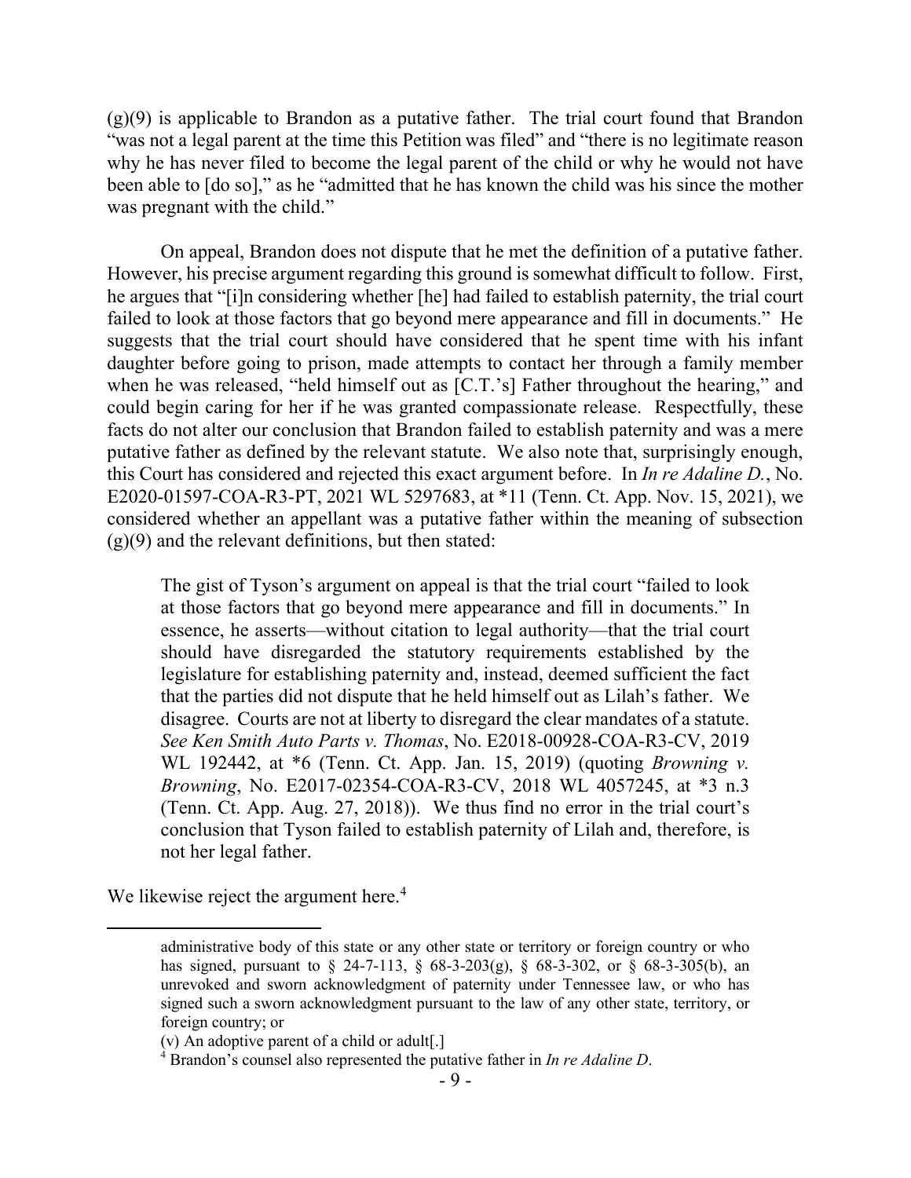(g)(9) is applicable to Brandon as a putative father. The trial court found that Brandon "was not a legal parent at the time this Petition was filed" and "there is no legitimate reason why he has never filed to become the legal parent of the child or why he would not have been able to [do so]," as he "admitted that he has known the child was his since the mother was pregnant with the child."

On appeal, Brandon does not dispute that he met the definition of a putative father. However, his precise argument regarding this ground is somewhat difficult to follow. First, he argues that "[i]n considering whether [he] had failed to establish paternity, the trial court failed to look at those factors that go beyond mere appearance and fill in documents." He suggests that the trial court should have considered that he spent time with his infant daughter before going to prison, made attempts to contact her through a family member when he was released, "held himself out as [C.T.'s] Father throughout the hearing," and could begin caring for her if he was granted compassionate release. Respectfully, these facts do not alter our conclusion that Brandon failed to establish paternity and was a mere putative father as defined by the relevant statute. We also note that, surprisingly enough, this Court has considered and rejected this exact argument before. In *In re Adaline D.*, No. E2020-01597-COA-R3-PT, 2021 WL 5297683, at *11 (Tenn. Ct. App. Nov. 15, 2021), we considered whether an appellant was a putative father within the meaning of subsection (g)(9) and the relevant definitions, but then stated:

> The gist of Tyson's argument on appeal is that the trial court "failed to look at those factors that go beyond mere appearance and fill in documents." In essence, he asserts—without citation to legal authority—that the trial court should have disregarded the statutory requirements established by the legislature for establishing paternity and, instead, deemed sufficient the fact that the parties did not dispute that he held himself out as Lilah's father. We disagree. Courts are not at liberty to disregard the clear mandates of a statute. *See Ken Smith Auto Parts v. Thomas*, No. E2018-00928-COA-R3-CV, 2019 WL 192442, at *6 (Tenn. Ct. App. Jan. 15, 2019) (quoting *Browning v. Browning*, No. E2017-02354-COA-R3-CV, 2018 WL 4057245, at *3 n.3 (Tenn. Ct. App. Aug. 27, 2018)). We thus find no error in the trial court's conclusion that Tyson failed to establish paternity of Lilah and, therefore, is not her legal father.

We likewise reject the argument here.[4]

---

administrative body of this state or any other state or territory or foreign country or who has signed, pursuant to § 24-7-113, § 68-3-203(g), § 68-3-302, or § 68-3-305(b), an unrevoked and sworn acknowledgment of paternity under Tennessee law, or who has signed such a sworn acknowledgment pursuant to the law of any other state, territory, or foreign country; or

(v) An adoptive parent of a child or adult[.]

[4] Brandon's counsel also represented the putative father in *In re Adaline D*.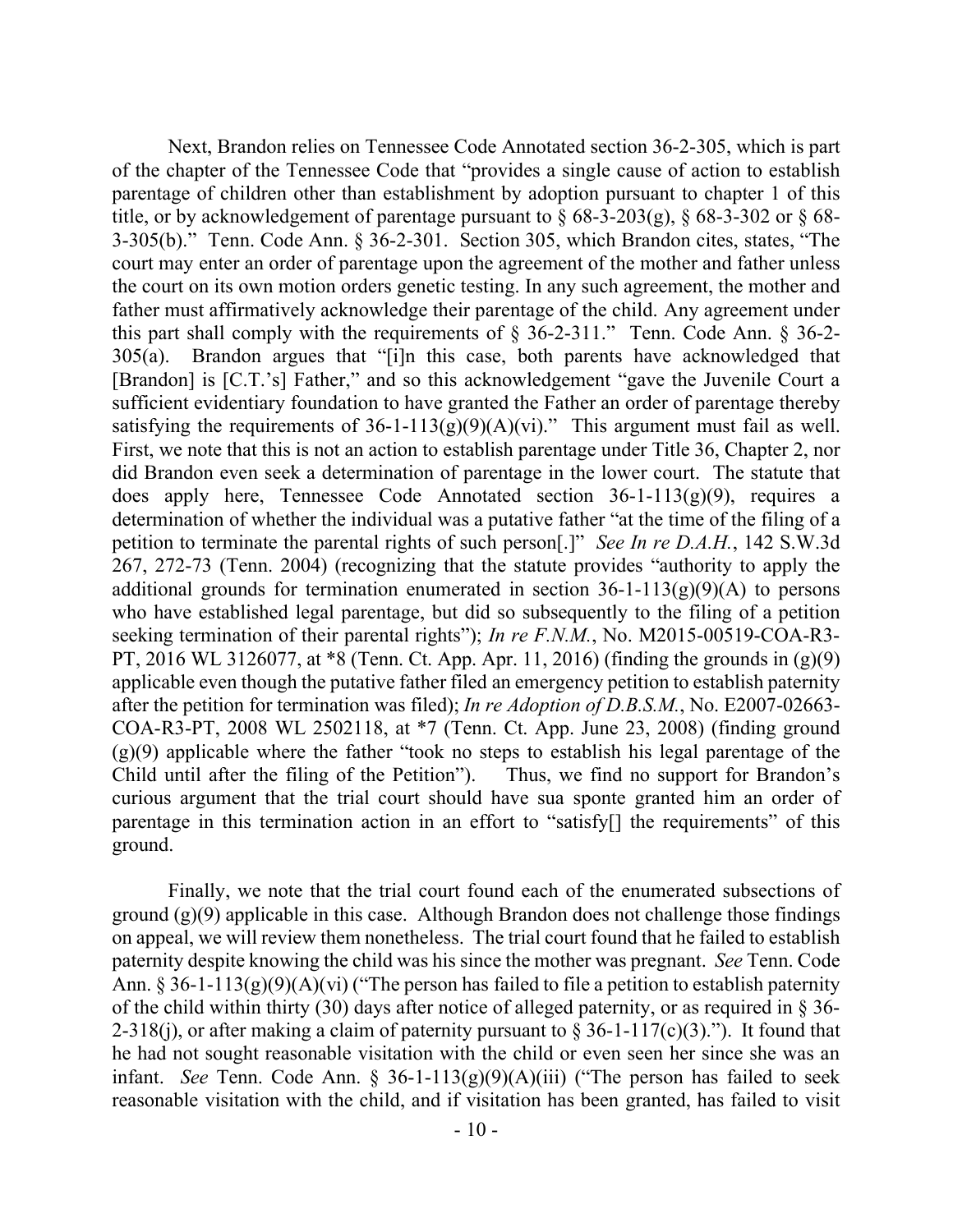Next, Brandon relies on Tennessee Code Annotated section 36-2-305, which is part of the chapter of the Tennessee Code that "provides a single cause of action to establish parentage of children other than establishment by adoption pursuant to chapter 1 of this title, or by acknowledgement of parentage pursuant to § 68-3-203(g), § 68-3-302 or § 68-3-305(b)." Tenn. Code Ann. § 36-2-301. Section 305, which Brandon cites, states, "The court may enter an order of parentage upon the agreement of the mother and father unless the court on its own motion orders genetic testing. In any such agreement, the mother and father must affirmatively acknowledge their parentage of the child. Any agreement under this part shall comply with the requirements of § 36-2-311." Tenn. Code Ann. § 36-2-305(a). Brandon argues that "[i]n this case, both parents have acknowledged that [Brandon] is [C.T.'s] Father," and so this acknowledgement "gave the Juvenile Court a sufficient evidentiary foundation to have granted the Father an order of parentage thereby satisfying the requirements of 36-1-113(g)(9)(A)(vi)." This argument must fail as well. First, we note that this is not an action to establish parentage under Title 36, Chapter 2, nor did Brandon even seek a determination of parentage in the lower court. The statute that does apply here, Tennessee Code Annotated section 36-1-113(g)(9), requires a determination of whether the individual was a putative father "at the time of the filing of a petition to terminate the parental rights of such person[.]" *See In re D.A.H.*, 142 S.W.3d 267, 272-73 (Tenn. 2004) (recognizing that the statute provides "authority to apply the additional grounds for termination enumerated in section 36-1-113(g)(9)(A) to persons who have established legal parentage, but did so subsequently to the filing of a petition seeking termination of their parental rights"); *In re F.N.M.*, No. M2015-00519-COA-R3-PT, 2016 WL 3126077, at *8 (Tenn. Ct. App. Apr. 11, 2016) (finding the grounds in (g)(9) applicable even though the putative father filed an emergency petition to establish paternity after the petition for termination was filed); *In re Adoption of D.B.S.M.*, No. E2007-02663-COA-R3-PT, 2008 WL 2502118, at *7 (Tenn. Ct. App. June 23, 2008) (finding ground (g)(9) applicable where the father "took no steps to establish his legal parentage of the Child until after the filing of the Petition"). Thus, we find no support for Brandon's curious argument that the trial court should have sua sponte granted him an order of parentage in this termination action in an effort to "satisfy[] the requirements" of this ground.

Finally, we note that the trial court found each of the enumerated subsections of ground (g)(9) applicable in this case. Although Brandon does not challenge those findings on appeal, we will review them nonetheless. The trial court found that he failed to establish paternity despite knowing the child was his since the mother was pregnant. *See* Tenn. Code Ann. § 36-1-113(g)(9)(A)(vi) ("The person has failed to file a petition to establish paternity of the child within thirty (30) days after notice of alleged paternity, or as required in § 36-2-318(j), or after making a claim of paternity pursuant to § 36-1-117(c)(3)."). It found that he had not sought reasonable visitation with the child or even seen her since she was an infant. *See* Tenn. Code Ann. § 36-1-113(g)(9)(A)(iii) ("The person has failed to seek reasonable visitation with the child, and if visitation has been granted, has failed to visit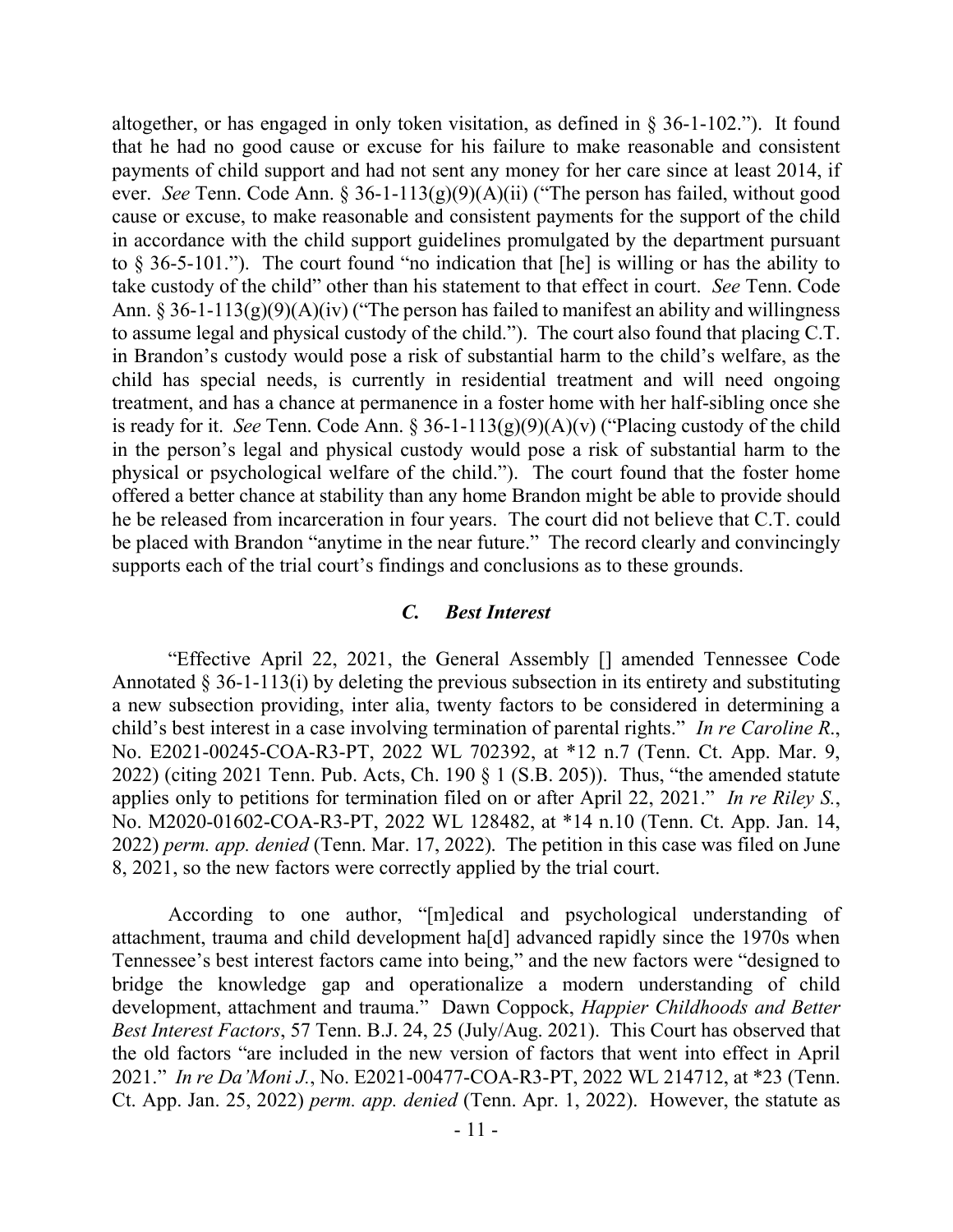altogether, or has engaged in only token visitation, as defined in § 36-1-102."). It found that he had no good cause or excuse for his failure to make reasonable and consistent payments of child support and had not sent any money for her care since at least 2014, if ever. *See* Tenn. Code Ann. § 36-1-113(g)(9)(A)(ii) ("The person has failed, without good cause or excuse, to make reasonable and consistent payments for the support of the child in accordance with the child support guidelines promulgated by the department pursuant to § 36-5-101."). The court found "no indication that [he] is willing or has the ability to take custody of the child" other than his statement to that effect in court. *See* Tenn. Code Ann. § 36-1-113(g)(9)(A)(iv) ("The person has failed to manifest an ability and willingness to assume legal and physical custody of the child."). The court also found that placing C.T. in Brandon's custody would pose a risk of substantial harm to the child's welfare, as the child has special needs, is currently in residential treatment and will need ongoing treatment, and has a chance at permanence in a foster home with her half-sibling once she is ready for it. *See* Tenn. Code Ann. § 36-1-113(g)(9)(A)(v) ("Placing custody of the child in the person's legal and physical custody would pose a risk of substantial harm to the physical or psychological welfare of the child."). The court found that the foster home offered a better chance at stability than any home Brandon might be able to provide should he be released from incarceration in four years. The court did not believe that C.T. could be placed with Brandon "anytime in the near future." The record clearly and convincingly supports each of the trial court's findings and conclusions as to these grounds.

### *C. Best Interest*

"Effective April 22, 2021, the General Assembly [] amended Tennessee Code Annotated § 36-1-113(i) by deleting the previous subsection in its entirety and substituting a new subsection providing, inter alia, twenty factors to be considered in determining a child's best interest in a case involving termination of parental rights." *In re Caroline R.*, No. E2021-00245-COA-R3-PT, 2022 WL 702392, at *12 n.7 (Tenn. Ct. App. Mar. 9, 2022) (citing 2021 Tenn. Pub. Acts, Ch. 190 § 1 (S.B. 205)). Thus, "the amended statute applies only to petitions for termination filed on or after April 22, 2021." *In re Riley S.*, No. M2020-01602-COA-R3-PT, 2022 WL 128482, at *14 n.10 (Tenn. Ct. App. Jan. 14, 2022) *perm. app. denied* (Tenn. Mar. 17, 2022). The petition in this case was filed on June 8, 2021, so the new factors were correctly applied by the trial court.

According to one author, "[m]edical and psychological understanding of attachment, trauma and child development ha[d] advanced rapidly since the 1970s when Tennessee's best interest factors came into being," and the new factors were "designed to bridge the knowledge gap and operationalize a modern understanding of child development, attachment and trauma." Dawn Coppock, *Happier Childhoods and Better Best Interest Factors*, 57 Tenn. B.J. 24, 25 (July/Aug. 2021). This Court has observed that the old factors "are included in the new version of factors that went into effect in April 2021." *In re Da'Moni J.*, No. E2021-00477-COA-R3-PT, 2022 WL 214712, at *23 (Tenn. Ct. App. Jan. 25, 2022) *perm. app. denied* (Tenn. Apr. 1, 2022). However, the statute as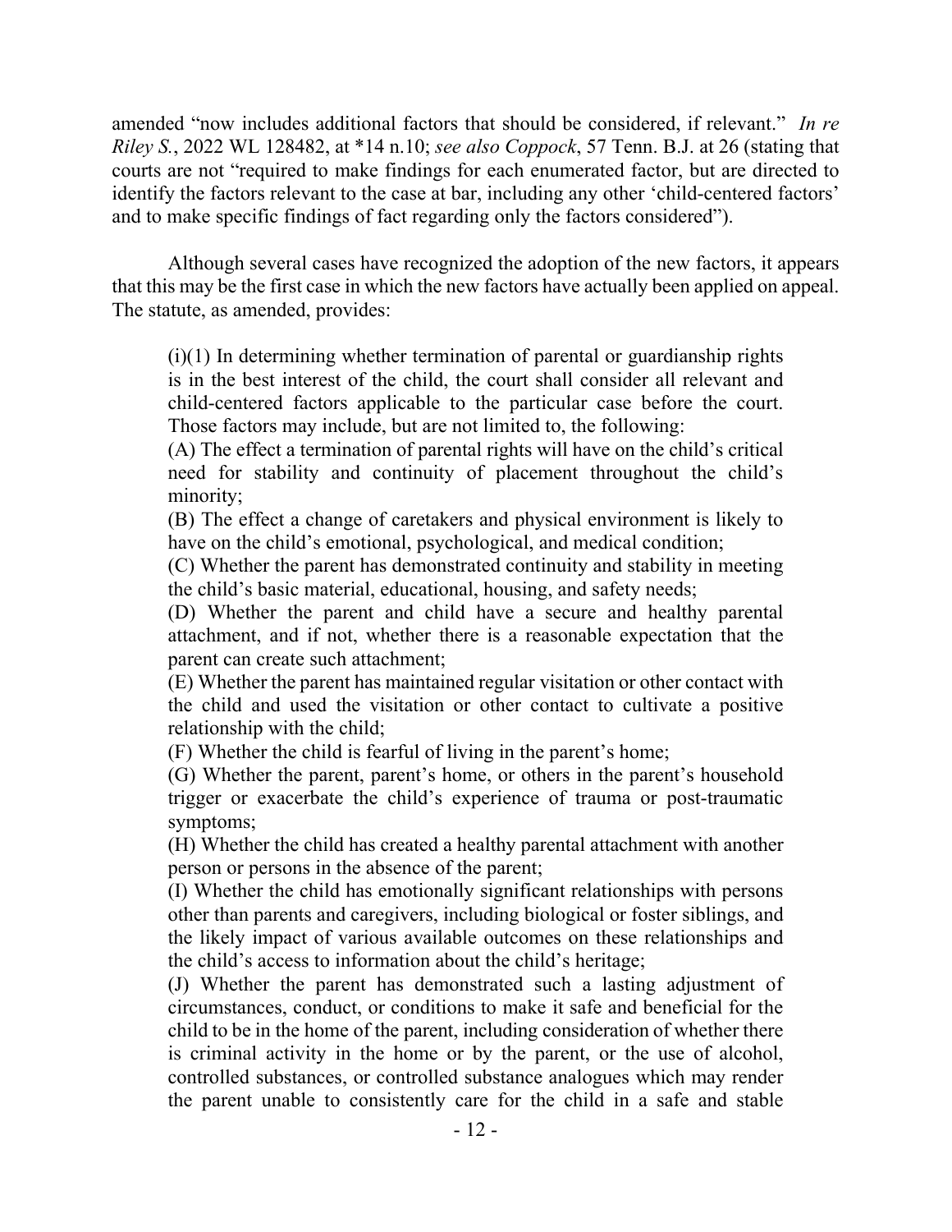amended "now includes additional factors that should be considered, if relevant." *In re Riley S.*, 2022 WL 128482, at *14 n.10; *see also Coppock*, 57 Tenn. B.J. at 26 (stating that courts are not "required to make findings for each enumerated factor, but are directed to identify the factors relevant to the case at bar, including any other 'child-centered factors' and to make specific findings of fact regarding only the factors considered").

Although several cases have recognized the adoption of the new factors, it appears that this may be the first case in which the new factors have actually been applied on appeal. The statute, as amended, provides:

> (i)(1) In determining whether termination of parental or guardianship rights is in the best interest of the child, the court shall consider all relevant and child-centered factors applicable to the particular case before the court. Those factors may include, but are not limited to, the following:
>
> (A) The effect a termination of parental rights will have on the child's critical need for stability and continuity of placement throughout the child's minority;
>
> (B) The effect a change of caretakers and physical environment is likely to have on the child's emotional, psychological, and medical condition;
>
> (C) Whether the parent has demonstrated continuity and stability in meeting the child's basic material, educational, housing, and safety needs;
>
> (D) Whether the parent and child have a secure and healthy parental attachment, and if not, whether there is a reasonable expectation that the parent can create such attachment;
>
> (E) Whether the parent has maintained regular visitation or other contact with the child and used the visitation or other contact to cultivate a positive relationship with the child;
>
> (F) Whether the child is fearful of living in the parent's home;
>
> (G) Whether the parent, parent's home, or others in the parent's household trigger or exacerbate the child's experience of trauma or post-traumatic symptoms;
>
> (H) Whether the child has created a healthy parental attachment with another person or persons in the absence of the parent;
>
> (I) Whether the child has emotionally significant relationships with persons other than parents and caregivers, including biological or foster siblings, and the likely impact of various available outcomes on these relationships and the child's access to information about the child's heritage;
>
> (J) Whether the parent has demonstrated such a lasting adjustment of circumstances, conduct, or conditions to make it safe and beneficial for the child to be in the home of the parent, including consideration of whether there is criminal activity in the home or by the parent, or the use of alcohol, controlled substances, or controlled substance analogues which may render the parent unable to consistently care for the child in a safe and stable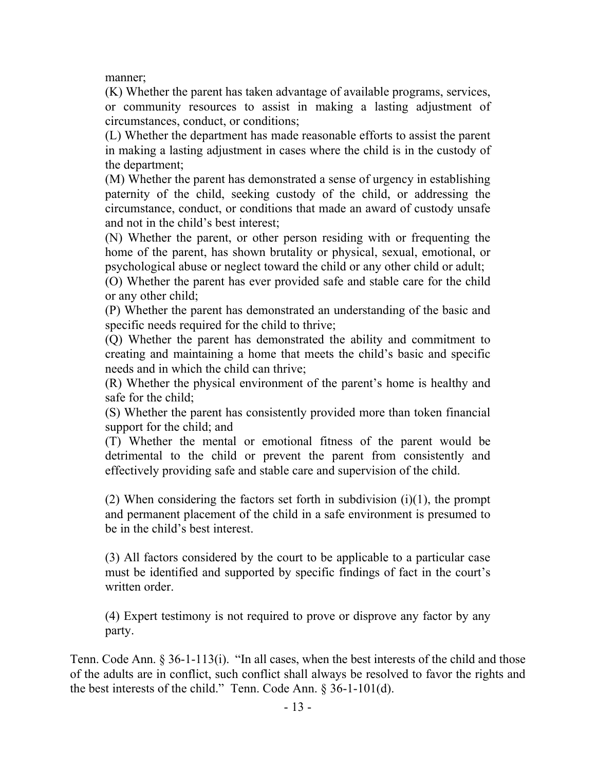> manner;
>
> (K) Whether the parent has taken advantage of available programs, services, or community resources to assist in making a lasting adjustment of circumstances, conduct, or conditions;
>
> (L) Whether the department has made reasonable efforts to assist the parent in making a lasting adjustment in cases where the child is in the custody of the department;
>
> (M) Whether the parent has demonstrated a sense of urgency in establishing paternity of the child, seeking custody of the child, or addressing the circumstance, conduct, or conditions that made an award of custody unsafe and not in the child's best interest;
>
> (N) Whether the parent, or other person residing with or frequenting the home of the parent, has shown brutality or physical, sexual, emotional, or psychological abuse or neglect toward the child or any other child or adult;
>
> (O) Whether the parent has ever provided safe and stable care for the child or any other child;
>
> (P) Whether the parent has demonstrated an understanding of the basic and specific needs required for the child to thrive;
>
> (Q) Whether the parent has demonstrated the ability and commitment to creating and maintaining a home that meets the child's basic and specific needs and in which the child can thrive;
>
> (R) Whether the physical environment of the parent's home is healthy and safe for the child;
>
> (S) Whether the parent has consistently provided more than token financial support for the child; and
>
> (T) Whether the mental or emotional fitness of the parent would be detrimental to the child or prevent the parent from consistently and effectively providing safe and stable care and supervision of the child.
>
> (2) When considering the factors set forth in subdivision (i)(1), the prompt and permanent placement of the child in a safe environment is presumed to be in the child's best interest.
>
> (3) All factors considered by the court to be applicable to a particular case must be identified and supported by specific findings of fact in the court's written order.
>
> (4) Expert testimony is not required to prove or disprove any factor by any party.

Tenn. Code Ann. § 36-1-113(i). "In all cases, when the best interests of the child and those of the adults are in conflict, such conflict shall always be resolved to favor the rights and the best interests of the child." Tenn. Code Ann. § 36-1-101(d).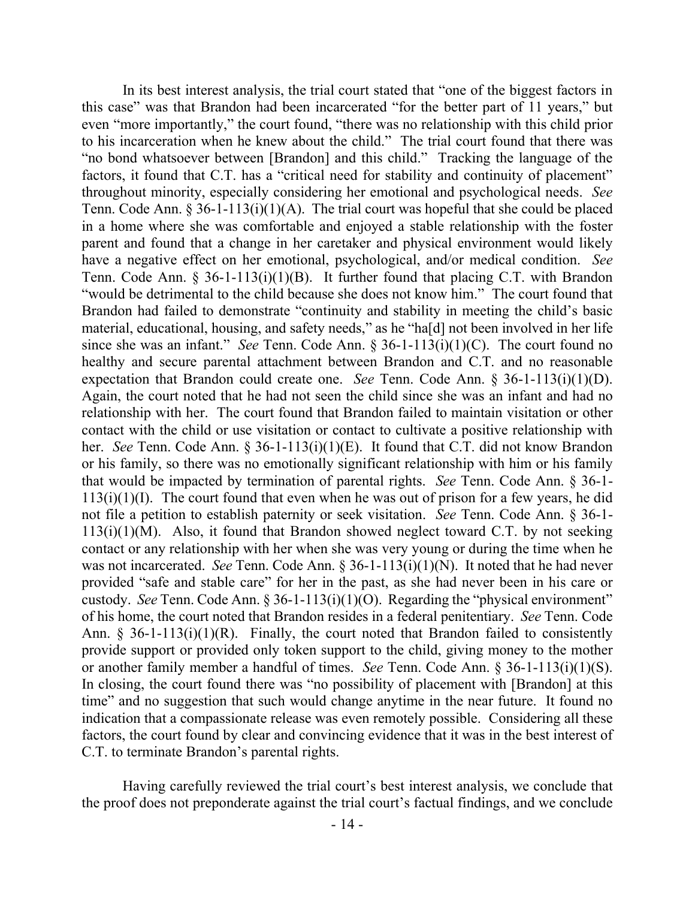In its best interest analysis, the trial court stated that "one of the biggest factors in this case" was that Brandon had been incarcerated "for the better part of 11 years," but even "more importantly," the court found, "there was no relationship with this child prior to his incarceration when he knew about the child." The trial court found that there was "no bond whatsoever between [Brandon] and this child." Tracking the language of the factors, it found that C.T. has a "critical need for stability and continuity of placement" throughout minority, especially considering her emotional and psychological needs. *See* Tenn. Code Ann. § 36-1-113(i)(1)(A). The trial court was hopeful that she could be placed in a home where she was comfortable and enjoyed a stable relationship with the foster parent and found that a change in her caretaker and physical environment would likely have a negative effect on her emotional, psychological, and/or medical condition. *See* Tenn. Code Ann. § 36-1-113(i)(1)(B). It further found that placing C.T. with Brandon "would be detrimental to the child because she does not know him." The court found that Brandon had failed to demonstrate "continuity and stability in meeting the child's basic material, educational, housing, and safety needs," as he "ha[d] not been involved in her life since she was an infant." *See* Tenn. Code Ann. § 36-1-113(i)(1)(C). The court found no healthy and secure parental attachment between Brandon and C.T. and no reasonable expectation that Brandon could create one. *See* Tenn. Code Ann. § 36-1-113(i)(1)(D). Again, the court noted that he had not seen the child since she was an infant and had no relationship with her. The court found that Brandon failed to maintain visitation or other contact with the child or use visitation or contact to cultivate a positive relationship with her. *See* Tenn. Code Ann. § 36-1-113(i)(1)(E). It found that C.T. did not know Brandon or his family, so there was no emotionally significant relationship with him or his family that would be impacted by termination of parental rights. *See* Tenn. Code Ann. § 36-1-113(i)(1)(I). The court found that even when he was out of prison for a few years, he did not file a petition to establish paternity or seek visitation. *See* Tenn. Code Ann. § 36-1-113(i)(1)(M). Also, it found that Brandon showed neglect toward C.T. by not seeking contact or any relationship with her when she was very young or during the time when he was not incarcerated. *See* Tenn. Code Ann. § 36-1-113(i)(1)(N). It noted that he had never provided "safe and stable care" for her in the past, as she had never been in his care or custody. *See* Tenn. Code Ann. § 36-1-113(i)(1)(O). Regarding the "physical environment" of his home, the court noted that Brandon resides in a federal penitentiary. *See* Tenn. Code Ann. § 36-1-113(i)(1)(R). Finally, the court noted that Brandon failed to consistently provide support or provided only token support to the child, giving money to the mother or another family member a handful of times. *See* Tenn. Code Ann. § 36-1-113(i)(1)(S). In closing, the court found there was "no possibility of placement with [Brandon] at this time" and no suggestion that such would change anytime in the near future. It found no indication that a compassionate release was even remotely possible. Considering all these factors, the court found by clear and convincing evidence that it was in the best interest of C.T. to terminate Brandon's parental rights.

Having carefully reviewed the trial court's best interest analysis, we conclude that the proof does not preponderate against the trial court's factual findings, and we conclude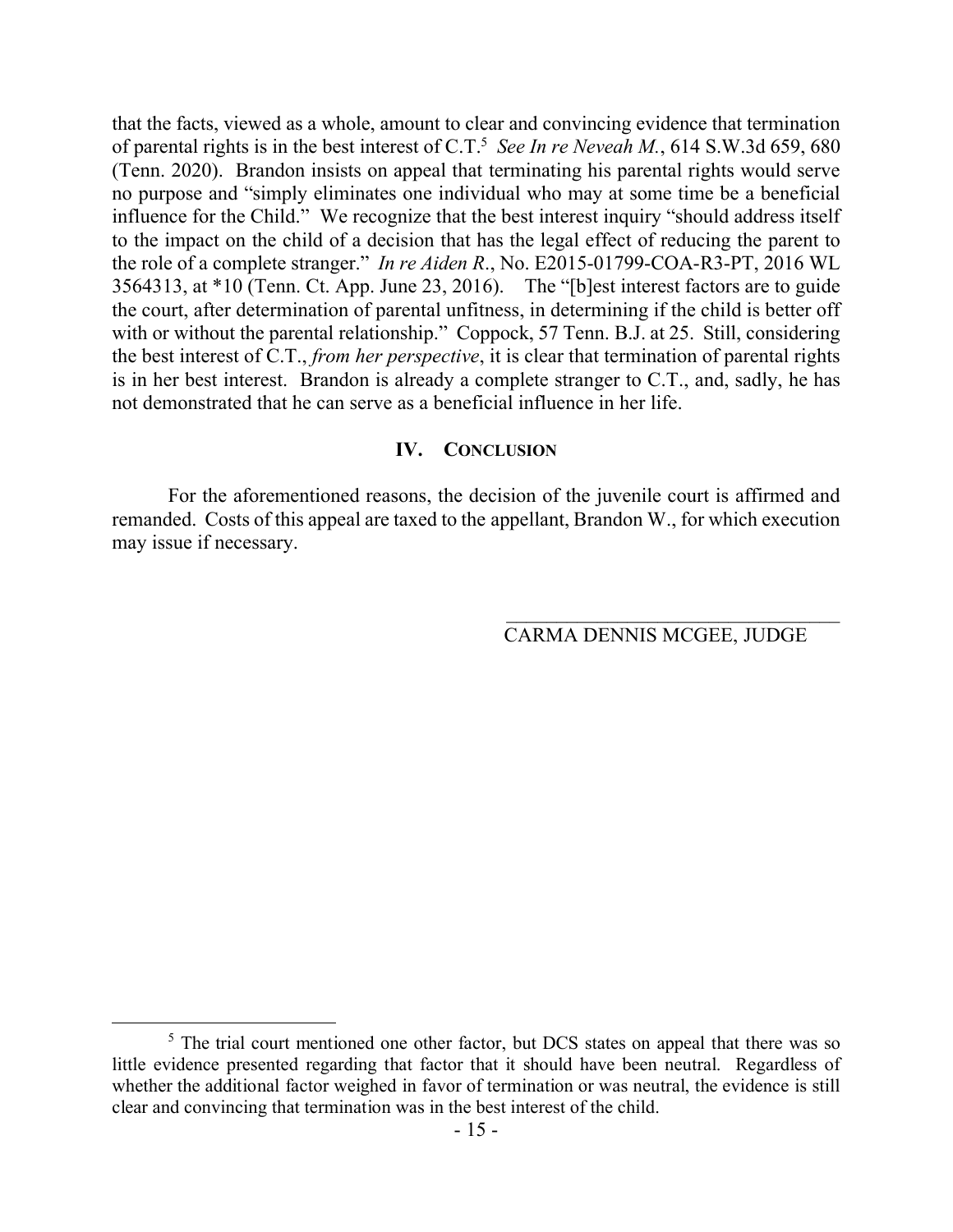that the facts, viewed as a whole, amount to clear and convincing evidence that termination of parental rights is in the best interest of C.T.[5] *See In re Neveah M.*, 614 S.W.3d 659, 680 (Tenn. 2020). Brandon insists on appeal that terminating his parental rights would serve no purpose and "simply eliminates one individual who may at some time be a beneficial influence for the Child." We recognize that the best interest inquiry "should address itself to the impact on the child of a decision that has the legal effect of reducing the parent to the role of a complete stranger." *In re Aiden R.*, No. E2015-01799-COA-R3-PT, 2016 WL 3564313, at *10 (Tenn. Ct. App. June 23, 2016). The "[b]est interest factors are to guide the court, after determination of parental unfitness, in determining if the child is better off with or without the parental relationship." Coppock, 57 Tenn. B.J. at 25. Still, considering the best interest of C.T., *from her perspective*, it is clear that termination of parental rights is in her best interest. Brandon is already a complete stranger to C.T., and, sadly, he has not demonstrated that he can serve as a beneficial influence in her life.

## IV. CONCLUSION

For the aforementioned reasons, the decision of the juvenile court is affirmed and remanded. Costs of this appeal are taxed to the appellant, Brandon W., for which execution may issue if necessary.

\_\_\_\_\_\_\_\_\_\_\_\_\_\_\_\_\_\_\_\_\_\_\_\_\_\_\_\_\_\_\_\_\_\_\_\_

CARMA DENNIS MCGEE, JUDGE

---

[5] The trial court mentioned one other factor, but DCS states on appeal that there was so little evidence presented regarding that factor that it should have been neutral. Regardless of whether the additional factor weighed in favor of termination or was neutral, the evidence is still clear and convincing that termination was in the best interest of the child.